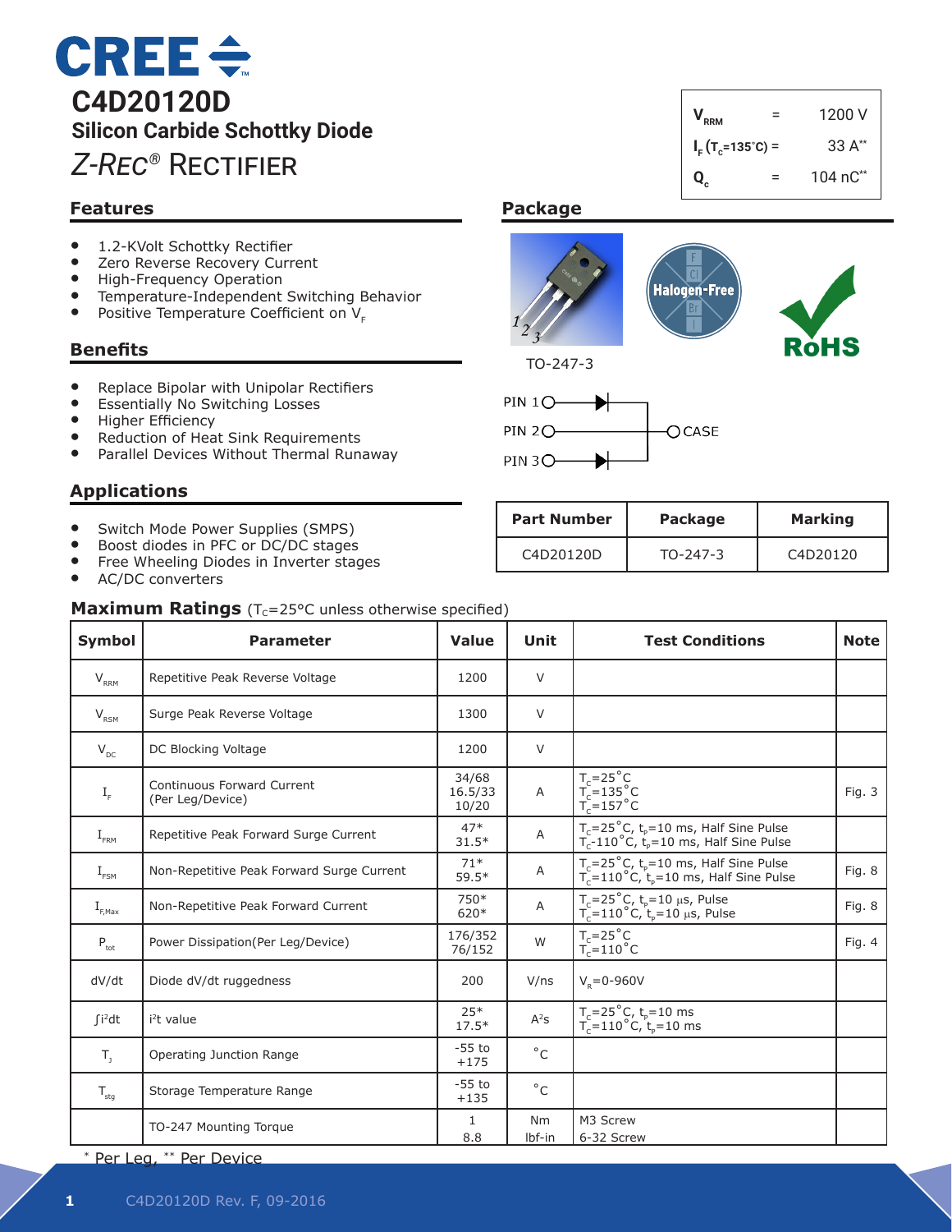# C4D20120D

## Silicon Carbide Schottky Diode

## *Z-Rec*® Rectifier

| | | |
|---|---|---|
| $V_{RRM}$ | = | 1200 V |
| $I_F$ ($T_C$=135˚C) = | | 33 A** |
| $Q_c$ | = | 104 nC** |

## Features

- 1.2-KVolt Schottky Rectifier
- Zero Reverse Recovery Current
- High-Frequency Operation
- Temperature-Independent Switching Behavior
- Positive Temperature Coefficient on $V_F$

## Benefits

- Replace Bipolar with Unipolar Rectifiers
- Essentially No Switching Losses
- Higher Efficiency
- Reduction of Heat Sink Requirements
- Parallel Devices Without Thermal Runaway

## Applications

- Switch Mode Power Supplies (SMPS)
- Boost diodes in PFC or DC/DC stages
- Free Wheeling Diodes in Inverter stages
- AC/DC converters

## Package

TO-247-3

PIN 1, PIN 2, PIN 3, CASE

| Part Number | Package | Marking |
|---|---|---|
| C4D20120D | TO-247-3 | C4D20120 |

## Maximum Ratings ($T_C$=25°C unless otherwise specified)

| Symbol | Parameter | Value | Unit | Test Conditions | Note |
|---|---|---|---|---|---|
| $V_{RRM}$ | Repetitive Peak Reverse Voltage | 1200 | V | | |
| $V_{RSM}$ | Surge Peak Reverse Voltage | 1300 | V | | |
| $V_{DC}$ | DC Blocking Voltage | 1200 | V | | |
| $I_F$ | Continuous Forward Current (Per Leg/Device) | 34/68<br>16.5/33<br>10/20 | A | $T_C$=25˚C<br>$T_C$=135˚C<br>$T_C$=157˚C | Fig. 3 |
| $I_{FRM}$ | Repetitive Peak Forward Surge Current | 47*<br>31.5* | A | $T_C$=25˚C, $t_P$=10 ms, Half Sine Pulse<br>$T_C$-110˚C, $t_P$=10 ms, Half Sine Pulse | |
| $I_{FSM}$ | Non-Repetitive Peak Forward Surge Current | 71*<br>59.5* | A | $T_C$=25˚C, $t_P$=10 ms, Half Sine Pulse<br>$T_C$=110˚C, $t_P$=10 ms, Half Sine Pulse | Fig. 8 |
| $I_{F,Max}$ | Non-Repetitive Peak Forward Current | 750*<br>620* | A | $T_C$=25˚C, $t_P$=10 µs, Pulse<br>$T_C$=110˚C, $t_P$=10 µs, Pulse | Fig. 8 |
| $P_{tot}$ | Power Dissipation(Per Leg/Device) | 176/352<br>76/152 | W | $T_C$=25˚C<br>$T_C$=110˚C | Fig. 4 |
| dV/dt | Diode dV/dt ruggedness | 200 | V/ns | $V_R$=0-960V | |
| $\int i^2dt$ | $i^2t$ value | 25*<br>17.5* | $A^2s$ | $T_C$=25˚C, $t_P$=10 ms<br>$T_C$=110˚C, $t_P$=10 ms | |
| $T_J$ | Operating Junction Range | -55 to +175 | ˚C | | |
| $T_{stg}$ | Storage Temperature Range | -55 to +135 | ˚C | | |
| | TO-247 Mounting Torque | 1<br>8.8 | Nm<br>lbf-in | M3 Screw<br>6-32 Screw | |

\* Per Leg, ** Per Device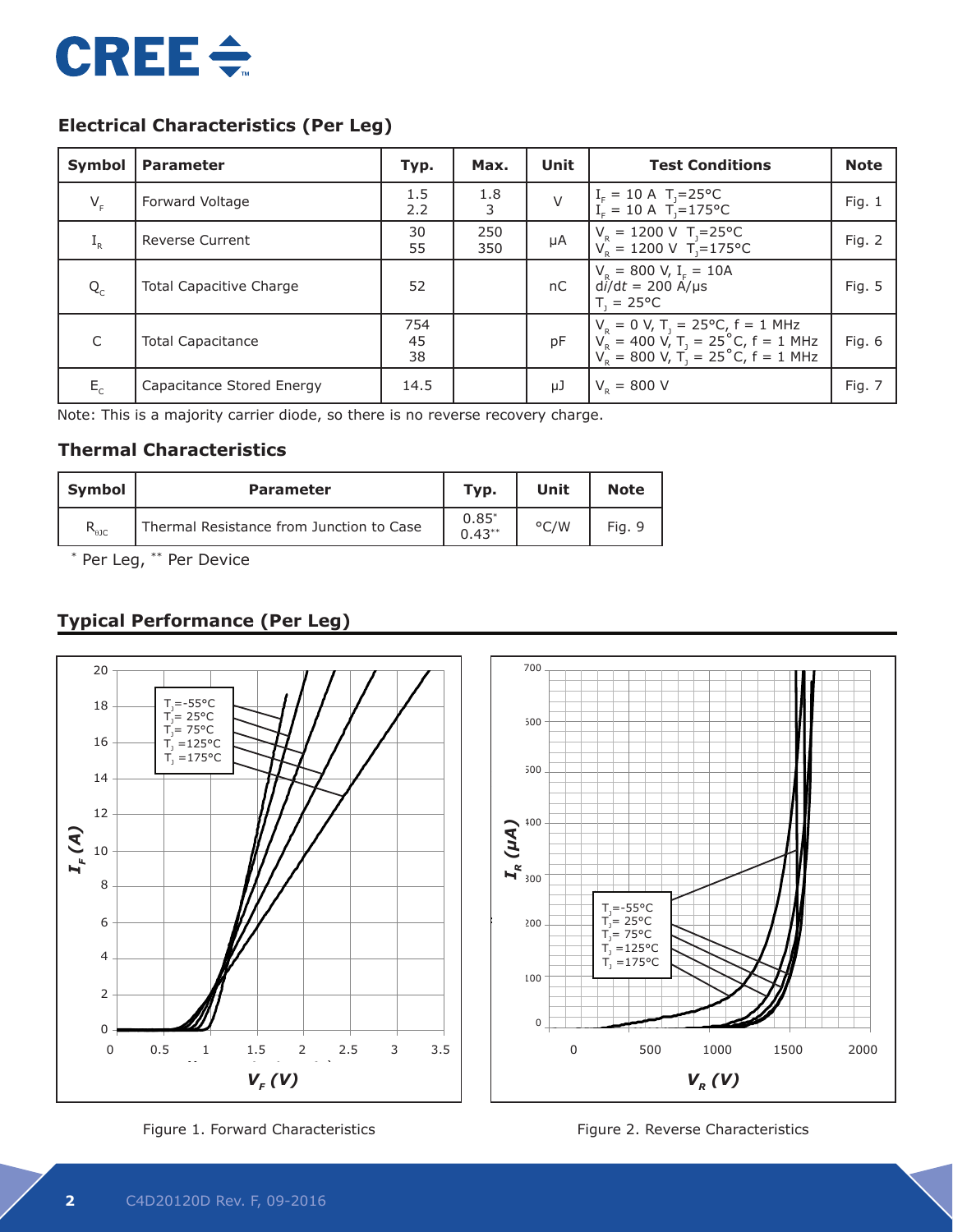## Electrical Characteristics (Per Leg)

| Symbol | Parameter | Typ. | Max. | Unit | Test Conditions | Note |
|---|---|---|---|---|---|---|
| $V_F$ | Forward Voltage | 1.5<br>2.2 | 1.8<br>3 | V | $I_F$ = 10 A $T_J$=25°C<br>$I_F$ = 10 A $T_J$=175°C | Fig. 1 |
| $I_R$ | Reverse Current | 30<br>55 | 250<br>350 | μA | $V_R$ = 1200 V $T_J$=25°C<br>$V_R$ = 1200 V $T_J$=175°C | Fig. 2 |
| $Q_C$ | Total Capacitive Charge | 52 | | nC | $V_R$ = 800 V, $I_F$ = 10A<br>$di/dt$ = 200 A/μs<br>$T_J$ = 25°C | Fig. 5 |
| C | Total Capacitance | 754<br>45<br>38 | | pF | $V_R$ = 0 V, $T_J$ = 25°C, f = 1 MHz<br>$V_R$ = 400 V, $T_J$ = 25˚C, f = 1 MHz<br>$V_R$ = 800 V, $T_J$ = 25˚C, f = 1 MHz | Fig. 6 |
| $E_C$ | Capacitance Stored Energy | 14.5 | | μJ | $V_R$ = 800 V | Fig. 7 |

Note: This is a majority carrier diode, so there is no reverse recovery charge.

## Thermal Characteristics

| Symbol | Parameter | Typ. | Unit | Note |
|---|---|---|---|---|
| $R_{\theta JC}$ | Thermal Resistance from Junction to Case | 0.85*<br>0.43** | °C/W | Fig. 9 |

\* Per Leg, ** Per Device

## Typical Performance (Per Leg)

Figure 1. Forward Characteristics

Figure 2. Reverse Characteristics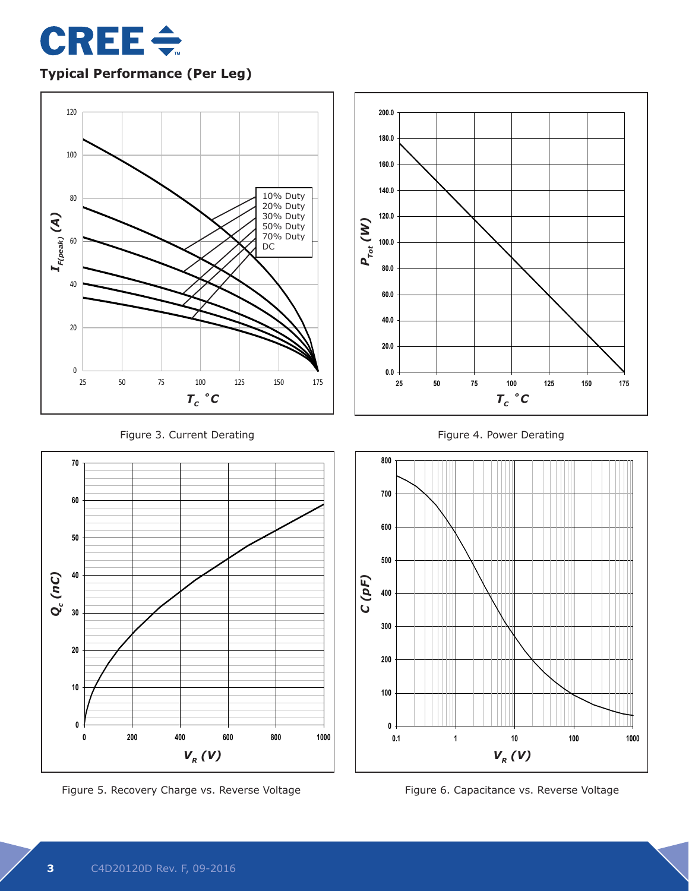## Typical Performance (Per Leg)

Figure 3. Current Derating

Figure 4. Power Derating

Figure 5. Recovery Charge vs. Reverse Voltage

Figure 6. Capacitance vs. Reverse Voltage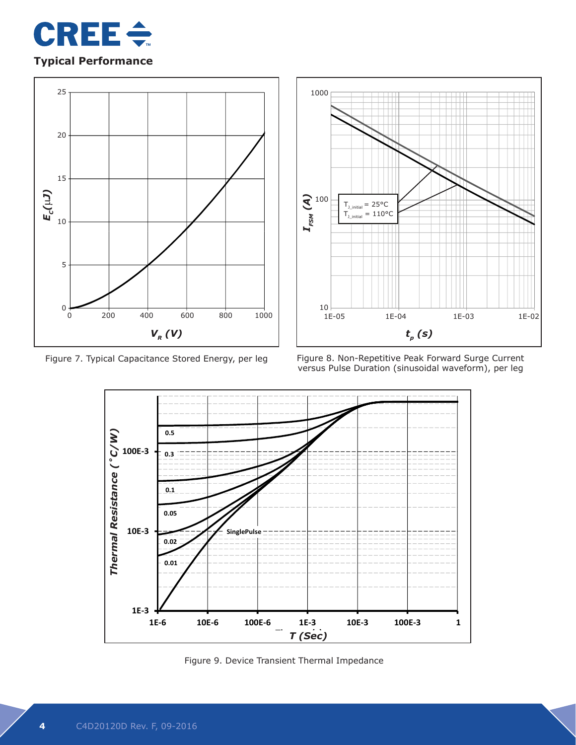## Typical Performance

Figure 7. Typical Capacitance Stored Energy, per leg

Figure 8. Non-Repetitive Peak Forward Surge Current versus Pulse Duration (sinusoidal waveform), per leg

Figure 9. Device Transient Thermal Impedance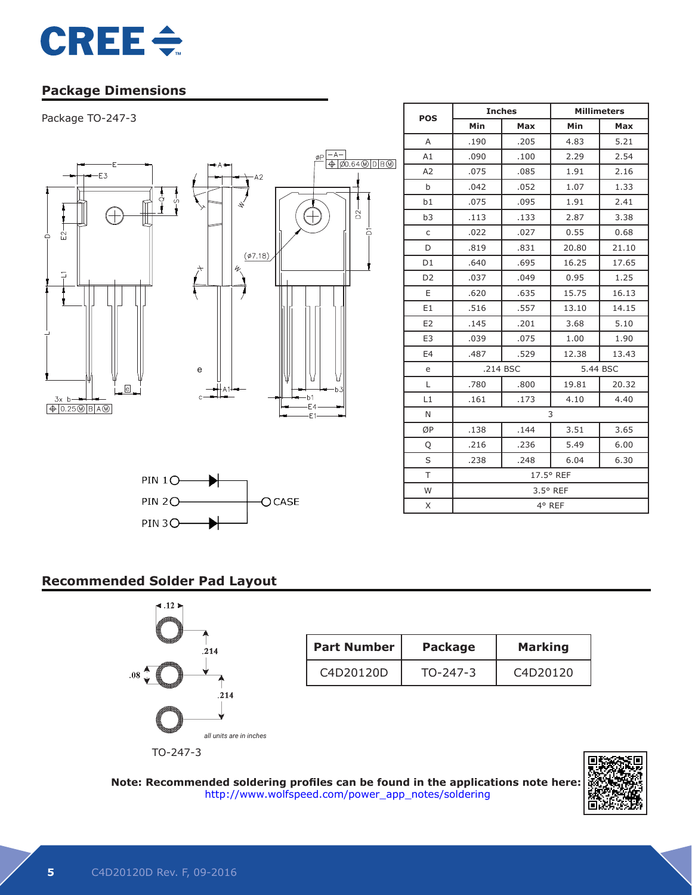## Package Dimensions

Package TO-247-3

| POS | Inches | | Millimeters | |
|---|---|---|---|---|
| | Min | Max | Min | Max |
| A | .190 | .205 | 4.83 | 5.21 |
| A1 | .090 | .100 | 2.29 | 2.54 |
| A2 | .075 | .085 | 1.91 | 2.16 |
| b | .042 | .052 | 1.07 | 1.33 |
| b1 | .075 | .095 | 1.91 | 2.41 |
| b3 | .113 | .133 | 2.87 | 3.38 |
| c | .022 | .027 | 0.55 | 0.68 |
| D | .819 | .831 | 20.80 | 21.10 |
| D1 | .640 | .695 | 16.25 | 17.65 |
| D2 | .037 | .049 | 0.95 | 1.25 |
| E | .620 | .635 | 15.75 | 16.13 |
| E1 | .516 | .557 | 13.10 | 14.15 |
| E2 | .145 | .201 | 3.68 | 5.10 |
| E3 | .039 | .075 | 1.00 | 1.90 |
| E4 | .487 | .529 | 12.38 | 13.43 |
| e | .214 BSC | | 5.44 BSC | |
| L | .780 | .800 | 19.81 | 20.32 |
| L1 | .161 | .173 | 4.10 | 4.40 |
| N | 3 | | | |
| ØP | .138 | .144 | 3.51 | 3.65 |
| Q | .216 | .236 | 5.49 | 6.00 |
| S | .238 | .248 | 6.04 | 6.30 |
| T | 17.5° REF | | | |
| W | 3.5° REF | | | |
| X | 4° REF | | | |

PIN 1, PIN 2, PIN 3, CASE

## Recommended Solder Pad Layout

.12, .214, .08, .214

*all units are in inches*

TO-247-3

| Part Number | Package | Marking |
|---|---|---|
| C4D20120D | TO-247-3 | C4D20120 |

**Note: Recommended soldering profiles can be found in the applications note here:**
http://www.wolfspeed.com/power_app_notes/soldering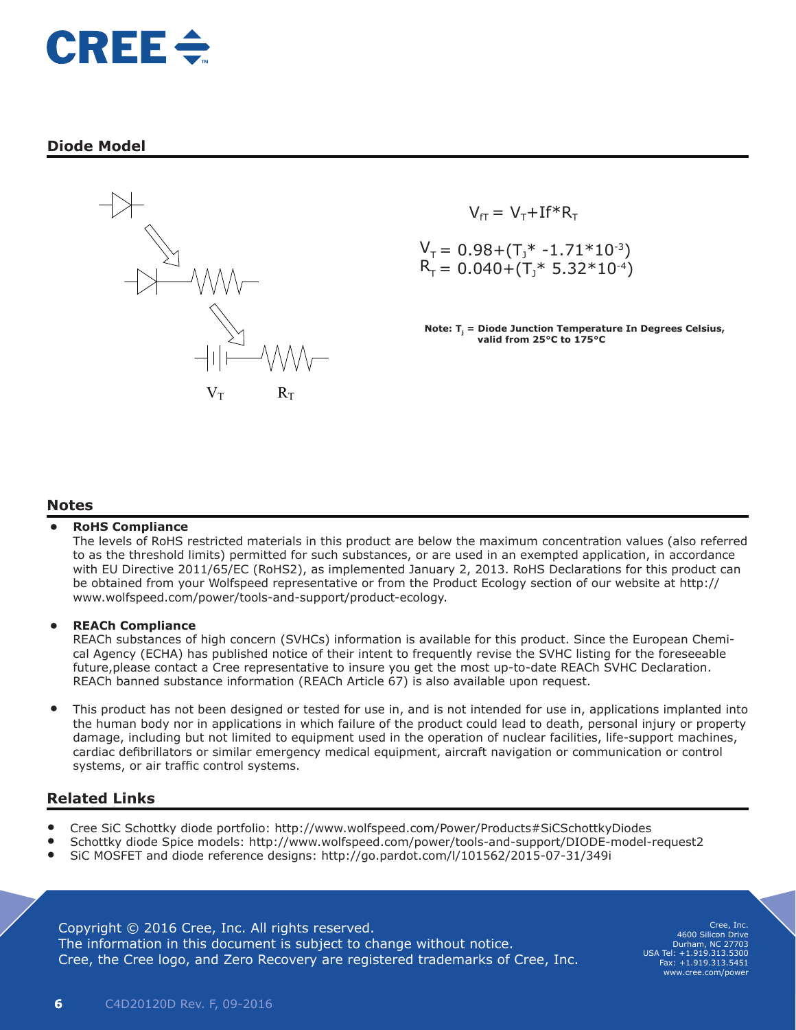## Diode Model

$V_T$ $R_T$

$$V_{fT} = V_T + If * R_T$$

$$V_T = 0.98 + (T_J * -1.71*10^{-3})$$
$$R_T = 0.040 + (T_J * 5.32*10^{-4})$$

**Note: $T_j$ = Diode Junction Temperature In Degrees Celsius, valid from 25°C to 175°C**

## Notes

- **RoHS Compliance**
  The levels of RoHS restricted materials in this product are below the maximum concentration values (also referred to as the threshold limits) permitted for such substances, or are used in an exempted application, in accordance with EU Directive 2011/65/EC (RoHS2), as implemented January 2, 2013. RoHS Declarations for this product can be obtained from your Wolfspeed representative or from the Product Ecology section of our website at http://www.wolfspeed.com/power/tools-and-support/product-ecology.

- **REACh Compliance**
  REACh substances of high concern (SVHCs) information is available for this product. Since the European Chemical Agency (ECHA) has published notice of their intent to frequently revise the SVHC listing for the foreseeable future,please contact a Cree representative to insure you get the most up-to-date REACh SVHC Declaration. REACh banned substance information (REACh Article 67) is also available upon request.

- This product has not been designed or tested for use in, and is not intended for use in, applications implanted into the human body nor in applications in which failure of the product could lead to death, personal injury or property damage, including but not limited to equipment used in the operation of nuclear facilities, life-support machines, cardiac defibrillators or similar emergency medical equipment, aircraft navigation or communication or control systems, or air traffic control systems.

## Related Links

- Cree SiC Schottky diode portfolio: http://www.wolfspeed.com/Power/Products#SiCSchottkyDiodes
- Schottky diode Spice models: http://www.wolfspeed.com/power/tools-and-support/DIODE-model-request2
- SiC MOSFET and diode reference designs: http://go.pardot.com/l/101562/2015-07-31/349i

Copyright © 2016 Cree, Inc. All rights reserved.
The information in this document is subject to change without notice.
Cree, the Cree logo, and Zero Recovery are registered trademarks of Cree, Inc.

Cree, Inc.
4600 Silicon Drive
Durham, NC 27703
USA Tel: +1.919.313.5300
Fax: +1.919.313.5451
www.cree.com/power